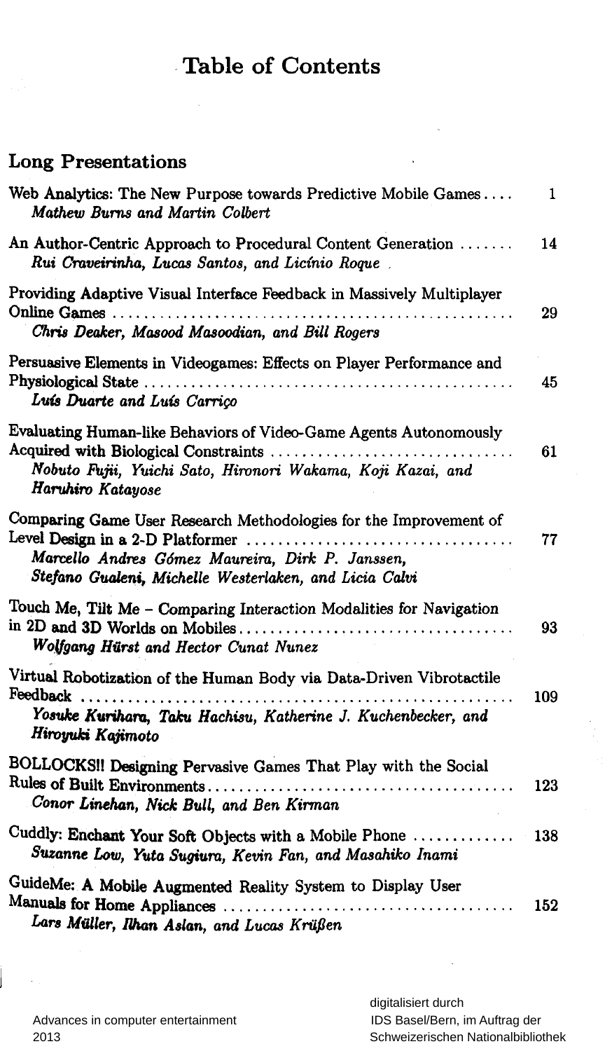# Table of Contents

## Long Presentations

Web Analytics: The New Purpose towards Predictive Mobile Games .... 1
*Mathew Burns and Martin Colbert*

An Author-Centric Approach to Procedural Content Generation ....... 14
*Rui Craveirinha, Lucas Santos, and Licínio Roque*

Providing Adaptive Visual Interface Feedback in Massively Multiplayer Online Games ........ 29
*Chris Deaker, Masood Masoodian, and Bill Rogers*

Persuasive Elements in Videogames: Effects on Player Performance and Physiological State ........ 45
*Luís Duarte and Luís Carriço*

Evaluating Human-like Behaviors of Video-Game Agents Autonomously Acquired with Biological Constraints ........ 61
*Nobuto Fujii, Yuichi Sato, Hironori Wakama, Koji Kazai, and Haruhiro Katayose*

Comparing Game User Research Methodologies for the Improvement of Level Design in a 2-D Platformer ........ 77
*Marcello Andres Gómez Maureira, Dirk P. Janssen, Stefano Gualeni, Michelle Westerlaken, and Licia Calvi*

Touch Me, Tilt Me – Comparing Interaction Modalities for Navigation in 2D and 3D Worlds on Mobiles ........ 93
*Wolfgang Hürst and Hector Cunat Nunez*

Virtual Robotization of the Human Body via Data-Driven Vibrotactile Feedback ........ 109
*Yosuke Kurihara, Taku Hachisu, Katherine J. Kuchenbecker, and Hiroyuki Kajimoto*

BOLLOCKS!! Designing Pervasive Games That Play with the Social Rules of Built Environments ........ 123
*Conor Linehan, Nick Bull, and Ben Kirman*

Cuddly: Enchant Your Soft Objects with a Mobile Phone ........ 138
*Suzanne Low, Yuta Sugiura, Kevin Fan, and Masahiko Inami*

GuideMe: A Mobile Augmented Reality System to Display User Manuals for Home Appliances ........ 152
*Lars Müller, Ilhan Aslan, and Lucas Krüßen*

Advances in computer entertainment
2013

digitalisiert durch
IDS Basel/Bern, im Auftrag der
Schweizerischen Nationalbibliothek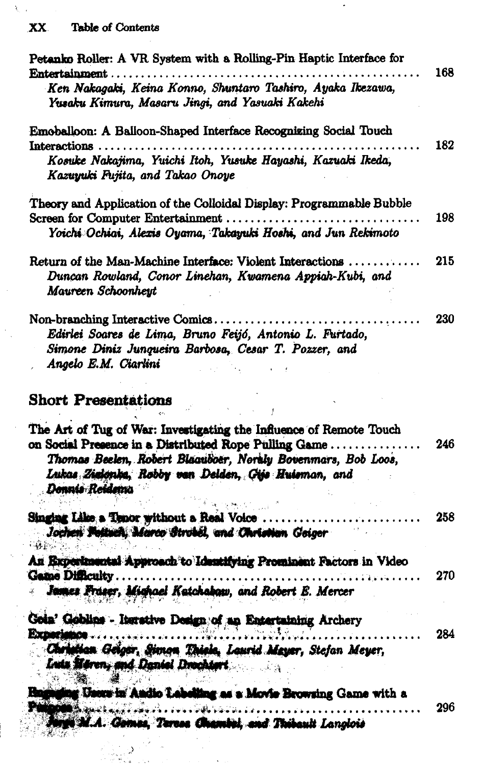Petanko Roller: A VR System with a Rolling-Pin Haptic Interface for Entertainment ........................................................ 168
*Ken Nakagaki, Keina Konno, Shuntaro Tashiro, Ayaka Ikezawa, Yusaku Kimura, Masaru Jingi, and Yasuaki Kakehi*

Emoballoon: A Balloon-Shaped Interface Recognizing Social Touch Interactions ........................................................ 182
*Kosuke Nakajima, Yuichi Itoh, Yusuke Hayashi, Kazuaki Ikeda, Kazuyuki Fujita, and Takao Onoye*

Theory and Application of the Colloidal Display: Programmable Bubble Screen for Computer Entertainment ........................................ 198
*Yoichi Ochiai, Alexis Oyama, Takayuki Hoshi, and Jun Rekimoto*

Return of the Man-Machine Interface: Violent Interactions ............ 215
*Duncan Rowland, Conor Linehan, Kwamena Appiah-Kubi, and Maureen Schoonheyt*

Non-branching Interactive Comics ........................................ 230
*Edirlei Soares de Lima, Bruno Feijó, Antonio L. Furtado, Simone Diniz Junqueira Barbosa, Cesar T. Pozzer, and Angelo E.M. Ciarlini*

## Short Presentations

The Art of Tug of War: Investigating the Influence of Remote Touch on Social Presence in a Distributed Rope Pulling Game .............. 246
*Thomas Beelen, Robert Blaauboer, Noraly Bovenmars, Bob Loos, Lukas Zielonka, Robby van Delden, Gijs Huisman, and Dennis Reidsma*

Singing Like a Tenor without a Real Voice ............................ 258
*Jochen Feitsch, Marco Strobel, and Christian Geiger*

An Experimental Approach to Identifying Prominent Factors in Video Game Difficulty ........................................................ 270
*James Fraser, Michael Katchabaw, and Robert E. Mercer*

Goin' Goblins - Iterative Design of an Entertaining Archery Experience ........................................................ 284
*Christian Geiger, Simon Thiele, Laurid Meyer, Stefan Meyer, Lutz Hören, and Daniel Drochtert*

Engaging Users in Audio Labelling as a Movie Browsing Game with a Purpose ........................................................ 296
*Jorge M.A. Gomes, Teresa Chambel, and Thibault Langlois*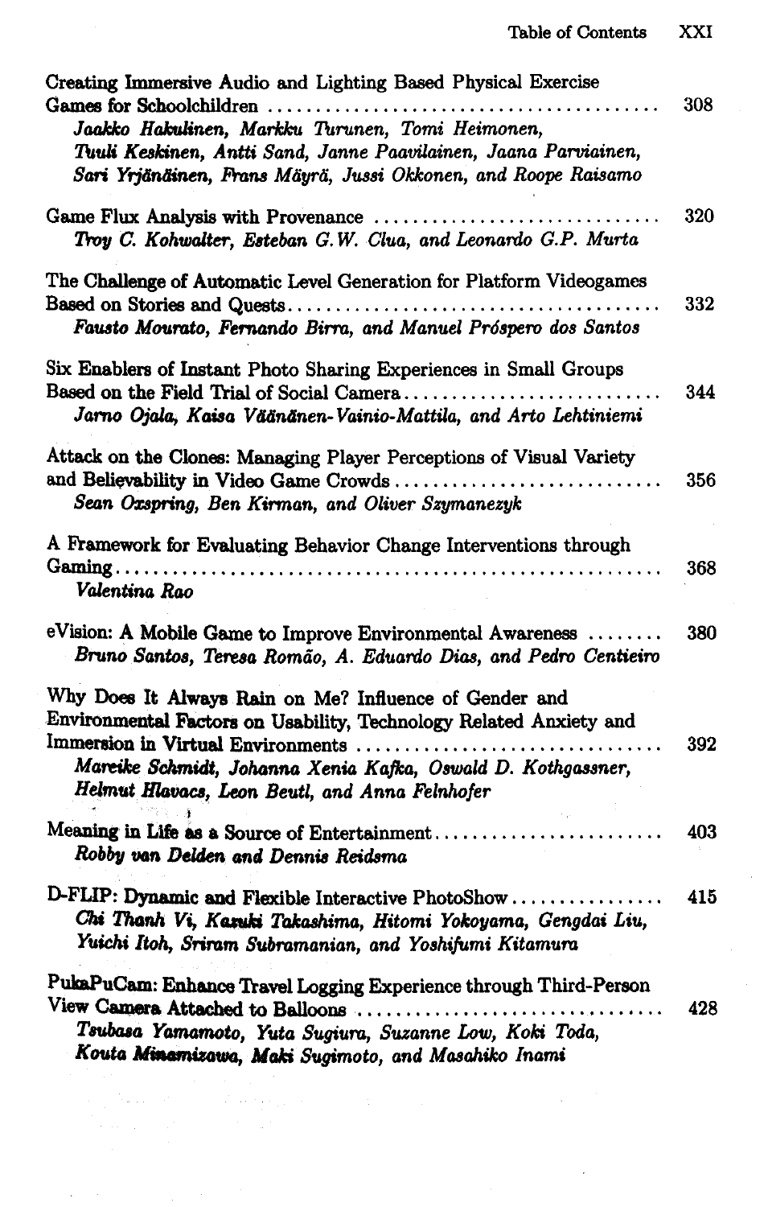Creating Immersive Audio and Lighting Based Physical Exercise Games for Schoolchildren ........................................ 308
*Jaakko Hakulinen, Markku Turunen, Tomi Heimonen, Tuuli Keskinen, Antti Sand, Janne Paavilainen, Jaana Parviainen, Sari Yrjänäinen, Frans Mäyrä, Jussi Okkonen, and Roope Raisamo*

Game Flux Analysis with Provenance ........................................ 320
*Troy C. Kohwalter, Esteban G.W. Clua, and Leonardo G.P. Murta*

The Challenge of Automatic Level Generation for Platform Videogames Based on Stories and Quests........................................ 332
*Fausto Mourato, Fernando Birra, and Manuel Próspero dos Santos*

Six Enablers of Instant Photo Sharing Experiences in Small Groups Based on the Field Trial of Social Camera........................................ 344
*Jarno Ojala, Kaisa Väänänen-Vainio-Mattila, and Arto Lehtiniemi*

Attack on the Clones: Managing Player Perceptions of Visual Variety and Believability in Video Game Crowds ........................................ 356
*Sean Oxspring, Ben Kirman, and Oliver Szymanezyk*

A Framework for Evaluating Behavior Change Interventions through Gaming........................................ 368
*Valentina Rao*

eVision: A Mobile Game to Improve Environmental Awareness ........ 380
*Bruno Santos, Teresa Romão, A. Eduardo Dias, and Pedro Centieiro*

Why Does It Always Rain on Me? Influence of Gender and Environmental Factors on Usability, Technology Related Anxiety and Immersion in Virtual Environments ........................................ 392
*Mareike Schmidt, Johanna Xenia Kafka, Oswald D. Kothgassner, Helmut Hlavacs, Leon Beutl, and Anna Felnhofer*

Meaning in Life as a Source of Entertainment........................................ 403
*Robby van Delden and Dennis Reidsma*

D-FLIP: Dynamic and Flexible Interactive PhotoShow ................ 415
*Chi Thanh Vi, Kazuki Takashima, Hitomi Yokoyama, Gengdai Liu, Yuichi Itoh, Sriram Subramanian, and Yoshifumi Kitamura*

PukaPuCam: Enhance Travel Logging Experience through Third-Person View Camera Attached to Balloons ........................................ 428
*Tsubasa Yamamoto, Yuta Sugiura, Suzanne Low, Koki Toda, Kouta Minamizawa, Maki Sugimoto, and Masahiko Inami*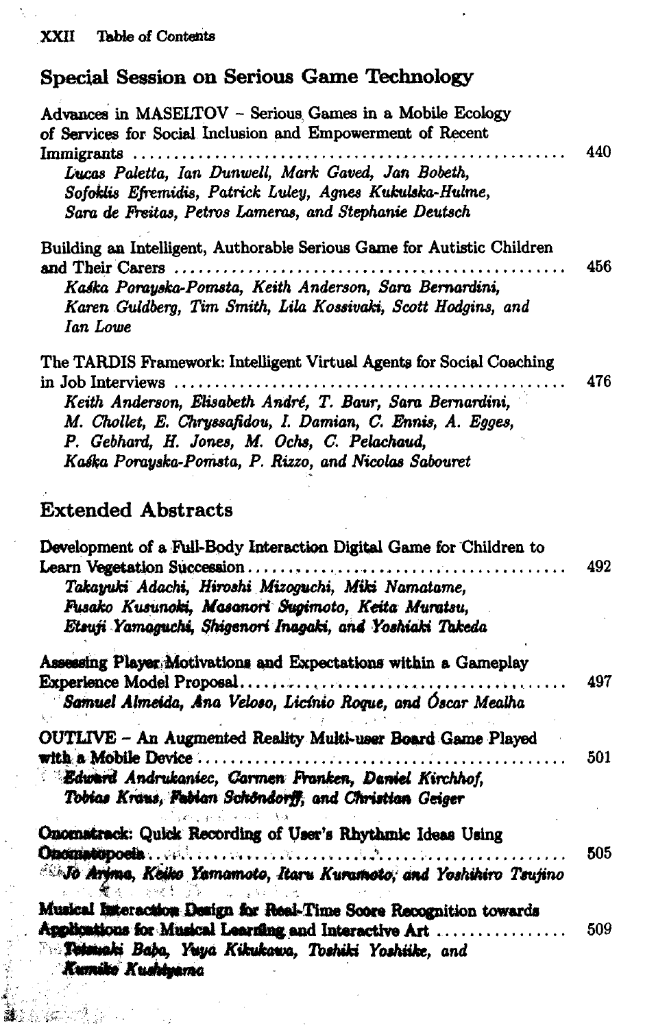## Special Session on Serious Game Technology

Advances in MASELTOV – Serious Games in a Mobile Ecology of Services for Social Inclusion and Empowerment of Recent Immigrants ........ 440
*Lucas Paletta, Ian Dunwell, Mark Gaved, Jan Bobeth, Sofoklis Efremidis, Patrick Luley, Agnes Kukulska-Hulme, Sara de Freitas, Petros Lameras, and Stephanie Deutsch*

Building an Intelligent, Authorable Serious Game for Autistic Children and Their Carers ........ 456
*Kaśka Porayska-Pomsta, Keith Anderson, Sara Bernardini, Karen Guldberg, Tim Smith, Lila Kossivaki, Scott Hodgins, and Ian Lowe*

The TARDIS Framework: Intelligent Virtual Agents for Social Coaching in Job Interviews ........ 476
*Keith Anderson, Elisabeth André, T. Baur, Sara Bernardini, M. Chollet, E. Chryssafidou, I. Damian, C. Ennis, A. Egges, P. Gebhard, H. Jones, M. Ochs, C. Pelachaud, Kaśka Porayska-Pomsta, P. Rizzo, and Nicolas Sabouret*

## Extended Abstracts

Development of a Full-Body Interaction Digital Game for Children to Learn Vegetation Succession ........ 492
*Takayuki Adachi, Hiroshi Mizoguchi, Miki Namatame, Fusako Kusunoki, Masanori Sugimoto, Keita Muratsu, Etsuji Yamaguchi, Shigenori Inagaki, and Yoshiaki Takeda*

Assessing Player Motivations and Expectations within a Gameplay Experience Model Proposal ........ 497
*Samuel Almeida, Ana Veloso, Licínio Roque, and Óscar Mealha*

OUTLIVE – An Augmented Reality Multi-user Board Game Played with a Mobile Device ........ 501
*Edward Andrukaniec, Carmen Franken, Daniel Kirchhof, Tobias Kraus, Fabian Schöndorff, and Christian Geiger*

Onomatrack: Quick Recording of User's Rhythmic Ideas Using Onomatopoeia ........ 505
*Jo Arima, Keiko Yamamoto, Itaru Kuramoto, and Yoshihiro Tsujino*

Musical Interaction Design for Real-Time Score Recognition towards Applications for Musical Learning and Interactive Art ........ 509
*Tetsuaki Baba, Yuya Kikukawa, Toshiki Yoshiike, and Kumiko Kushiyama*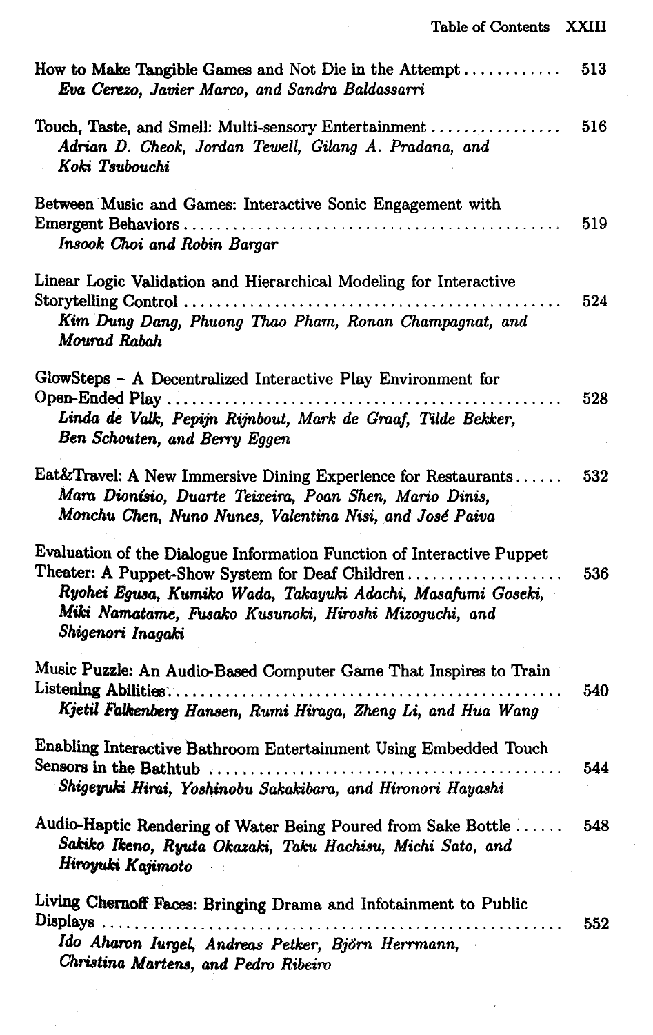How to Make Tangible Games and Not Die in the Attempt ............ 513
*Eva Cerezo, Javier Marco, and Sandra Baldassarri*

Touch, Taste, and Smell: Multi-sensory Entertainment ................ 516
*Adrian D. Cheok, Jordan Tewell, Gilang A. Pradana, and Koki Tsubouchi*

Between Music and Games: Interactive Sonic Engagement with Emergent Behaviors ............................................... 519
*Insook Choi and Robin Bargar*

Linear Logic Validation and Hierarchical Modeling for Interactive Storytelling Control ............................................... 524
*Kim Dung Dang, Phuong Thao Pham, Ronan Champagnat, and Mourad Rabah*

GlowSteps – A Decentralized Interactive Play Environment for Open-Ended Play ................................................. 528
*Linda de Valk, Pepijn Rijnbout, Mark de Graaf, Tilde Bekker, Ben Schouten, and Berry Eggen*

Eat&Travel: A New Immersive Dining Experience for Restaurants ...... 532
*Mara Dionísio, Duarte Teixeira, Poan Shen, Mario Dinis, Monchu Chen, Nuno Nunes, Valentina Nisi, and José Paiva*

Evaluation of the Dialogue Information Function of Interactive Puppet Theater: A Puppet-Show System for Deaf Children ................... 536
*Ryohei Egusa, Kumiko Wada, Takayuki Adachi, Masafumi Goseki, Miki Namatame, Fusako Kusunoki, Hiroshi Mizoguchi, and Shigenori Inagaki*

Music Puzzle: An Audio-Based Computer Game That Inspires to Train Listening Abilities ............................................... 540
*Kjetil Falkenberg Hansen, Rumi Hiraga, Zheng Li, and Hua Wang*

Enabling Interactive Bathroom Entertainment Using Embedded Touch Sensors in the Bathtub ........................................... 544
*Shigeyuki Hirai, Yoshinobu Sakakibara, and Hironori Hayashi*

Audio-Haptic Rendering of Water Being Poured from Sake Bottle ...... 548
*Sakiko Ikeno, Ryuta Okazaki, Taku Hachisu, Michi Sato, and Hiroyuki Kajimoto*

Living Chernoff Faces: Bringing Drama and Infotainment to Public Displays ...................................................... 552
*Ido Aharon Iurgel, Andreas Petker, Björn Herrmann, Christina Martens, and Pedro Ribeiro*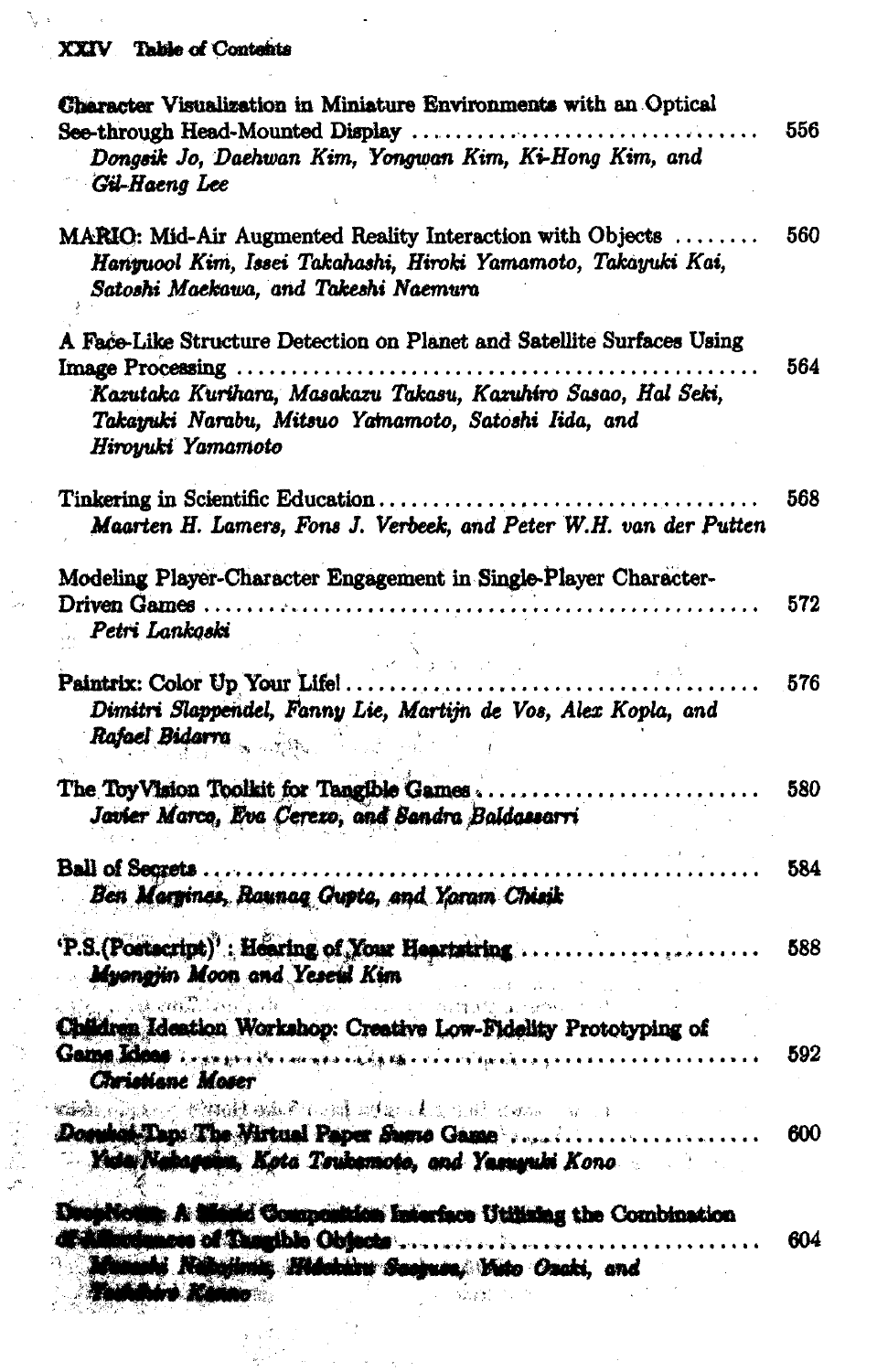Character Visualization in Miniature Environments with an Optical See-through Head-Mounted Display ................................ 556
*Dongsik Jo, Daehwan Kim, Yongwan Kim, Ki-Hong Kim, and Gil-Haeng Lee*

MARIO: Mid-Air Augmented Reality Interaction with Objects ........ 560
*Hanyuool Kim, Issei Takahashi, Hiroki Yamamoto, Takayuki Kai, Satoshi Maekawa, and Takeshi Naemura*

A Face-Like Structure Detection on Planet and Satellite Surfaces Using Image Processing ................................................ 564
*Kazutaka Kurihara, Masakazu Takasu, Kazuhiro Sasao, Hal Seki, Takayuki Narabu, Mitsuo Yamamoto, Satoshi Iida, and Hiroyuki Yamamoto*

Tinkering in Scientific Education ................................. 568
*Maarten H. Lamers, Fons J. Verbeek, and Peter W.H. van der Putten*

Modeling Player-Character Engagement in Single-Player Character-Driven Games ................................................ 572
*Petri Lankoski*

Paintrix: Color Up Your Life! ..................................... 576
*Dimitri Slappendel, Fanny Lie, Martijn de Vos, Alex Kopla, and Rafael Bidarra*

The ToyVision Toolkit for Tangible Games ......................... 580
*Javier Marco, Eva Cerezo, and Sandra Baldassarri*

Ball of Secrets ................................................... 584
*Ben Margines, Raunaq Gupta, and Yoram Chisik*

'P.S.(Postscript)': Hearing of Your Heartstring ................... 588
*Myongjin Moon and Yeseul Kim*

Children Ideation Workshop: Creative Low-Fidelity Prototyping of Game Ideas .................................................... 592
*Christiane Moser*

Dosukoi-Tap: The Virtual Paper Sumo Game ....................... 600
*Yuta Nakagawa, Kota Tsukamoto, and Yasuyuki Kono*

DeepNotes: A Music Composition Interface Utilizing the Combination of Affordances of Tangible Objects ................................ 604
*Masashi Nakajima, Hidekazu Saegusa, Yuto Ozaki, and Yoshihiro Kanno*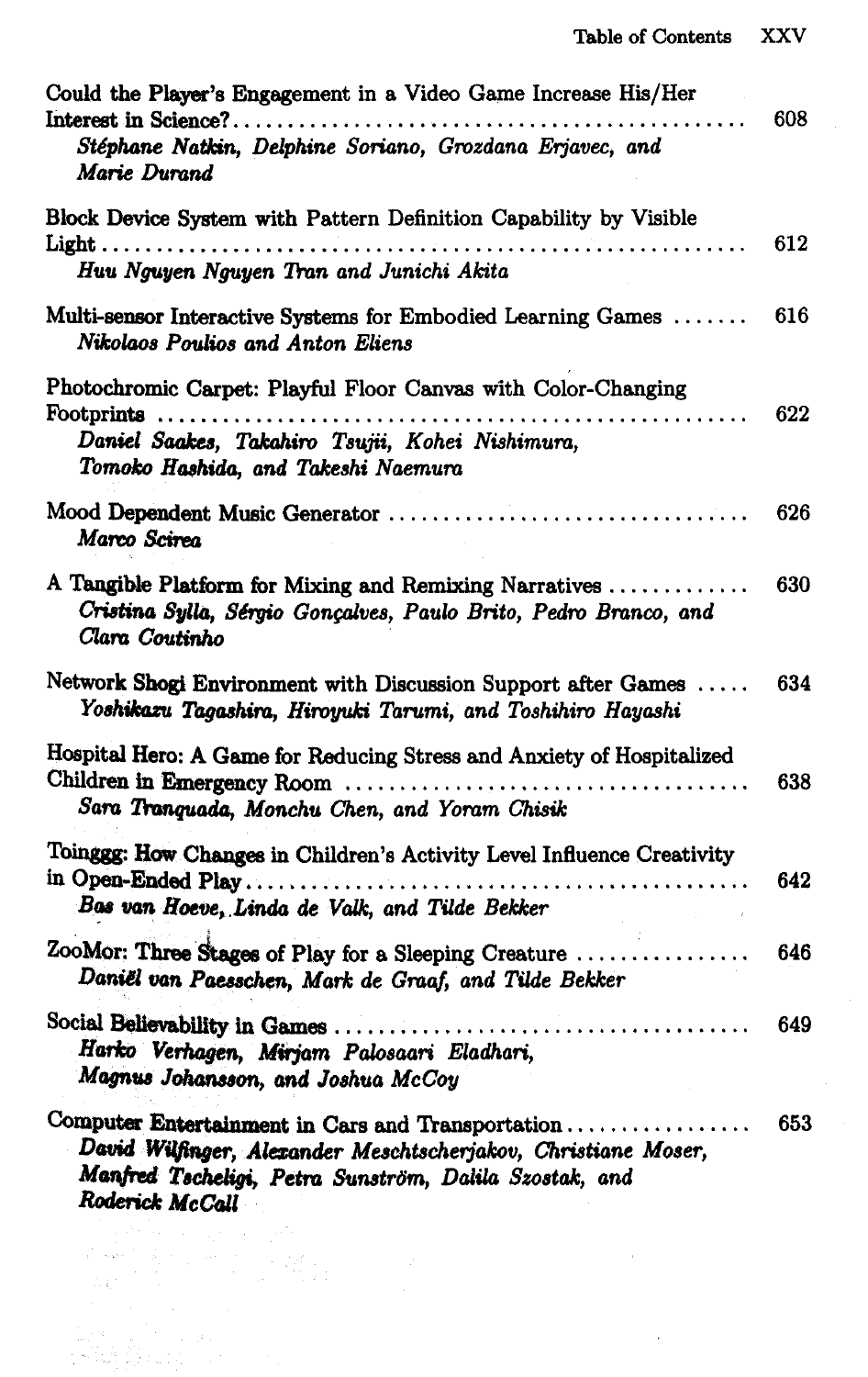Could the Player's Engagement in a Video Game Increase His/Her Interest in Science? ........ 608
*Stéphane Natkin, Delphine Soriano, Grozdana Erjavec, and Marie Durand*

Block Device System with Pattern Definition Capability by Visible Light ........ 612
*Huu Nguyen Nguyen Tran and Junichi Akita*

Multi-sensor Interactive Systems for Embodied Learning Games ........ 616
*Nikolaos Poulios and Anton Eliens*

Photochromic Carpet: Playful Floor Canvas with Color-Changing Footprints ........ 622
*Daniel Saakes, Takahiro Tsujii, Kohei Nishimura, Tomoko Hashida, and Takeshi Naemura*

Mood Dependent Music Generator ........ 626
*Marco Scirea*

A Tangible Platform for Mixing and Remixing Narratives ........ 630
*Cristina Sylla, Sérgio Gonçalves, Paulo Brito, Pedro Branco, and Clara Coutinho*

Network Shogi Environment with Discussion Support after Games ........ 634
*Yoshikazu Tagashira, Hiroyuki Tarumi, and Toshihiro Hayashi*

Hospital Hero: A Game for Reducing Stress and Anxiety of Hospitalized Children in Emergency Room ........ 638
*Sara Tranquada, Monchu Chen, and Yoram Chisik*

Toinggg: How Changes in Children's Activity Level Influence Creativity in Open-Ended Play ........ 642
*Bas van Hoeve, Linda de Valk, and Tilde Bekker*

ZooMor: Three Stages of Play for a Sleeping Creature ........ 646
*Daniël van Paesschen, Mark de Graaf, and Tilde Bekker*

Social Believability in Games ........ 649
*Harko Verhagen, Mirjam Palosaari Eladhari, Magnus Johansson, and Joshua McCoy*

Computer Entertainment in Cars and Transportation ........ 653
*David Wilfinger, Alexander Meschtscherjakov, Christiane Moser, Manfred Tscheligi, Petra Sunström, Dalila Szostak, and Roderick McCall*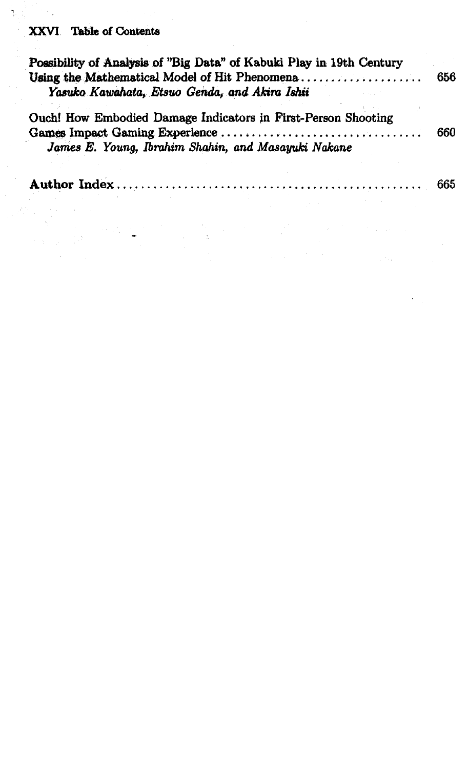Possibility of Analysis of "Big Data" of Kabuki Play in 19th Century Using the Mathematical Model of Hit Phenomena .................... 656
*Yasuko Kawahata, Etsuo Genda, and Akira Ishii*

Ouch! How Embodied Damage Indicators in First-Person Shooting Games Impact Gaming Experience .................................. 660
*James E. Young, Ibrahim Shahin, and Masayuki Nakane*

**Author Index** .................................................. 665